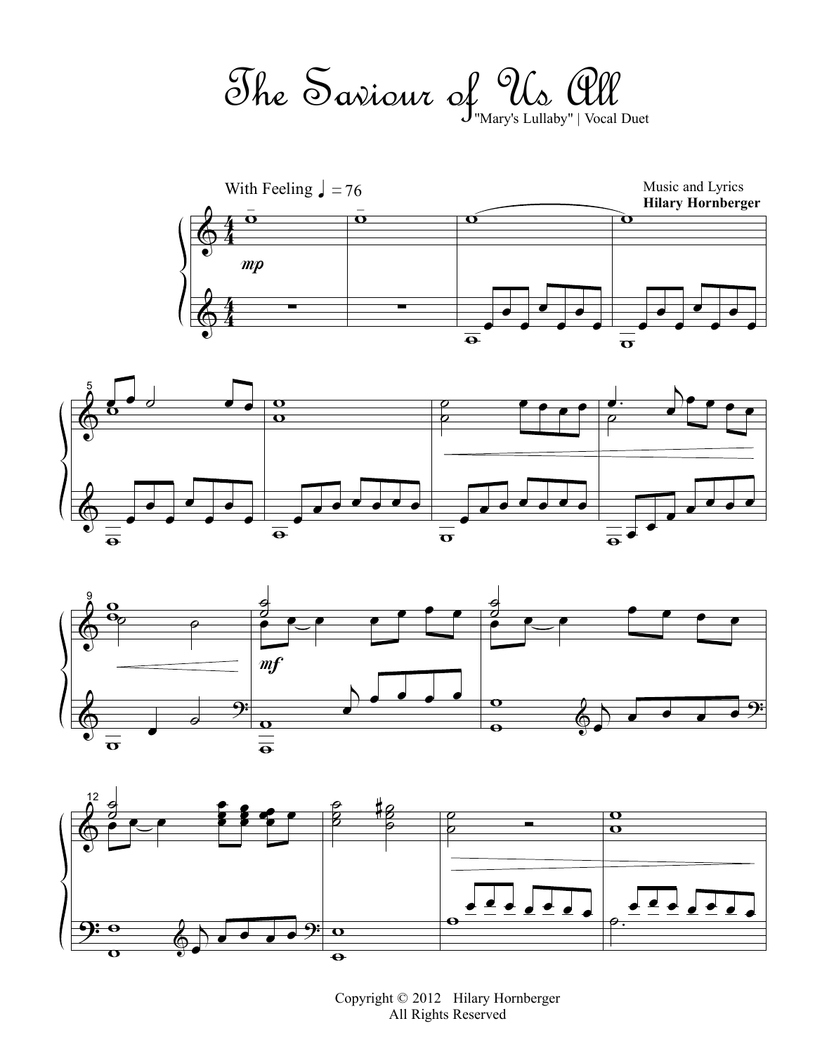# The Saviour of Us All

"Mary's Lullaby" | Vocal Duet

With Feeling ♩ = 76

Music and Lyrics
**Hilary Hornberger**

Copyright © 2012 Hilary Hornberger
All Rights Reserved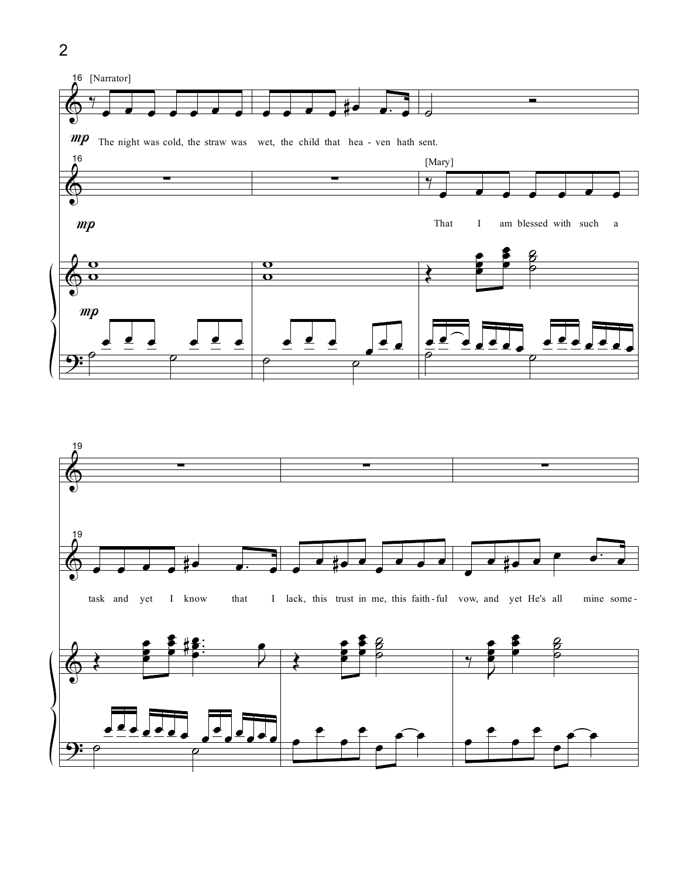16 [Narrator]

*mp* The night was cold, the straw was wet, the child that hea - ven hath sent.

16 [Mary]

*mp* That I am blessed with such a

*mp*

19

task and yet I know that I lack, this trust in me, this faith - ful vow, and yet He's all mine some -